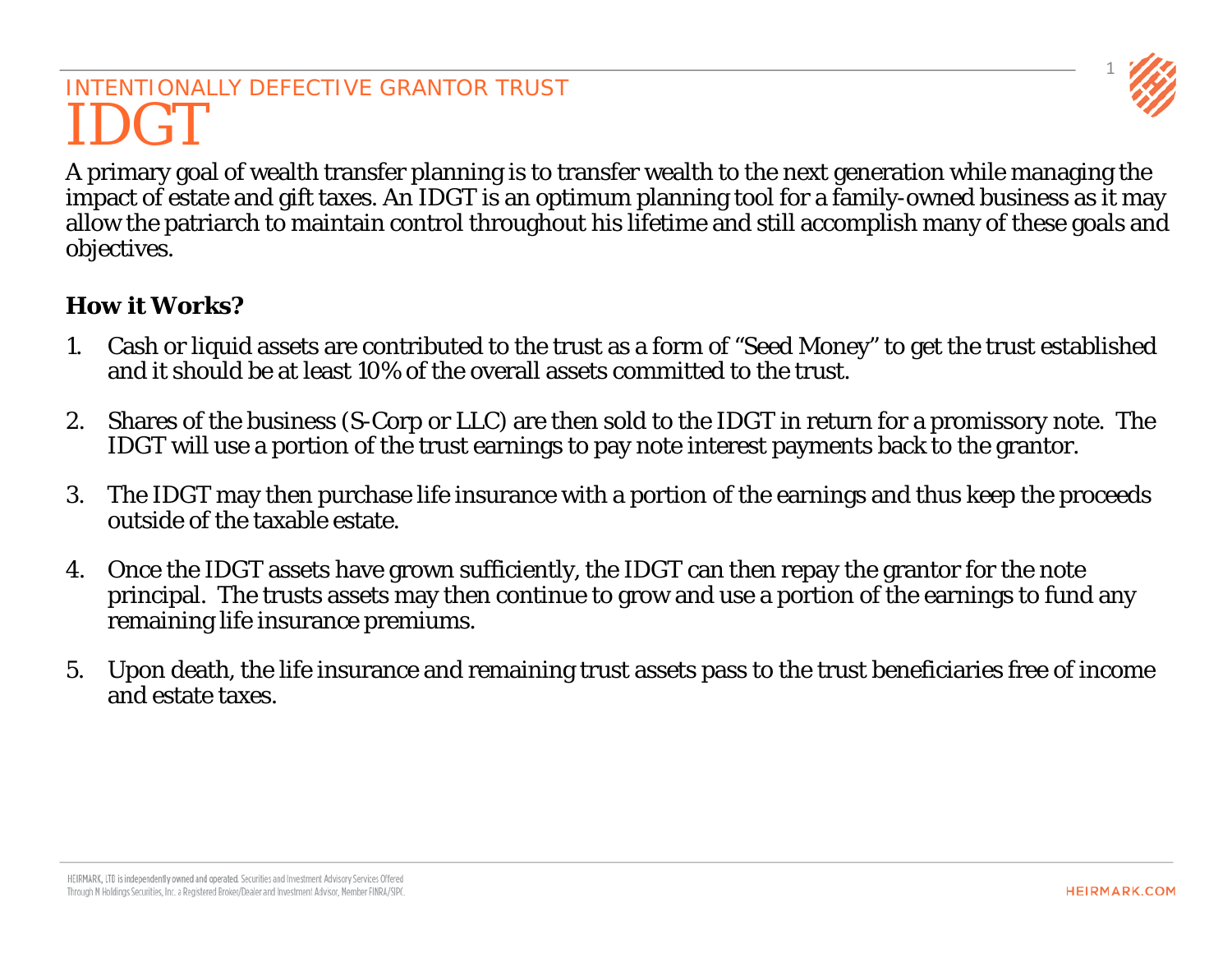INTENTIONALLY DEFECTIVE GRANTOR TRUST

# IDGT

A primary goal of wealth transfer planning is to transfer wealth to the next generation while managing the impact of estate and gift taxes. An IDGT is an optimum planning tool for a family-owned business as it may allow the patriarch to maintain control throughout his lifetime and still accomplish many of these goals and objectives.

**How it Works?**

1. Cash or liquid assets are contributed to the trust as a form of "Seed Money" to get the trust established and it should be at least 10% of the overall assets committed to the trust.

2. Shares of the business (S-Corp or LLC) are then sold to the IDGT in return for a promissory note. The IDGT will use a portion of the trust earnings to pay note interest payments back to the grantor.

3. The IDGT may then purchase life insurance with a portion of the earnings and thus keep the proceeds outside of the taxable estate.

4. Once the IDGT assets have grown sufficiently, the IDGT can then repay the grantor for the note principal. The trusts assets may then continue to grow and use a portion of the earnings to fund any remaining life insurance premiums.

5. Upon death, the life insurance and remaining trust assets pass to the trust beneficiaries free of income and estate taxes.

HEIRMARK, LTD is independently owned and operated. Securities and Investment Advisory Services Offered Through M Holdings Securities, Inc. a Registered Broker/Dealer and Investment Advisor, Member FINRA/SIPC.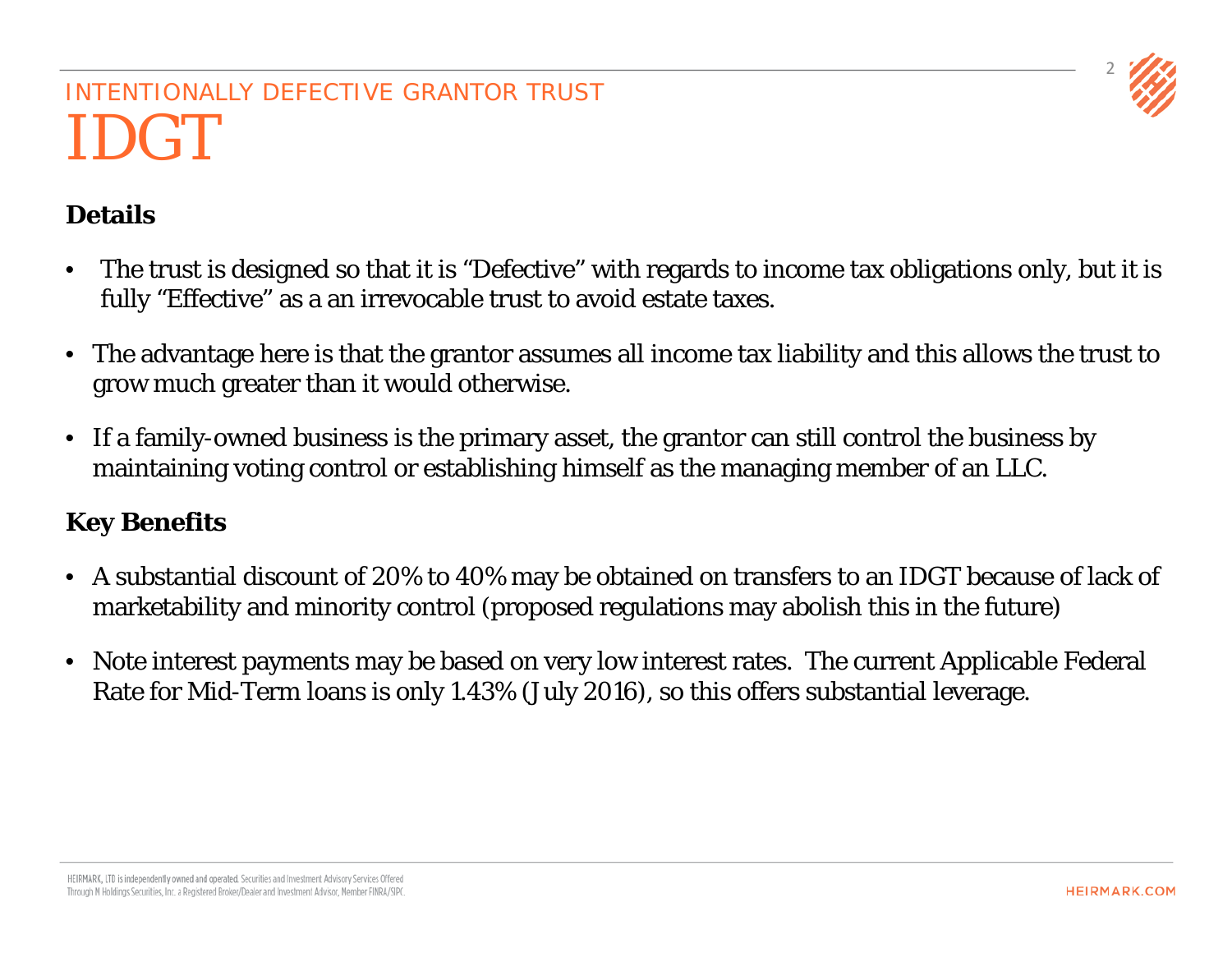INTENTIONALLY DEFECTIVE GRANTOR TRUST

# IDGT

**Details**

- The trust is designed so that it is “Defective” with regards to income tax obligations only, but it is fully “Effective” as a an irrevocable trust to avoid estate taxes.
- The advantage here is that the grantor assumes all income tax liability and this allows the trust to grow much greater than it would otherwise.
- If a family-owned business is the primary asset, the grantor can still control the business by maintaining voting control or establishing himself as the managing member of an LLC.

**Key Benefits**

- A substantial discount of 20% to 40% may be obtained on transfers to an IDGT because of lack of marketability and minority control (proposed regulations may abolish this in the future)
- Note interest payments may be based on very low interest rates. The current Applicable Federal Rate for Mid-Term loans is only 1.43% (July 2016), so this offers substantial leverage.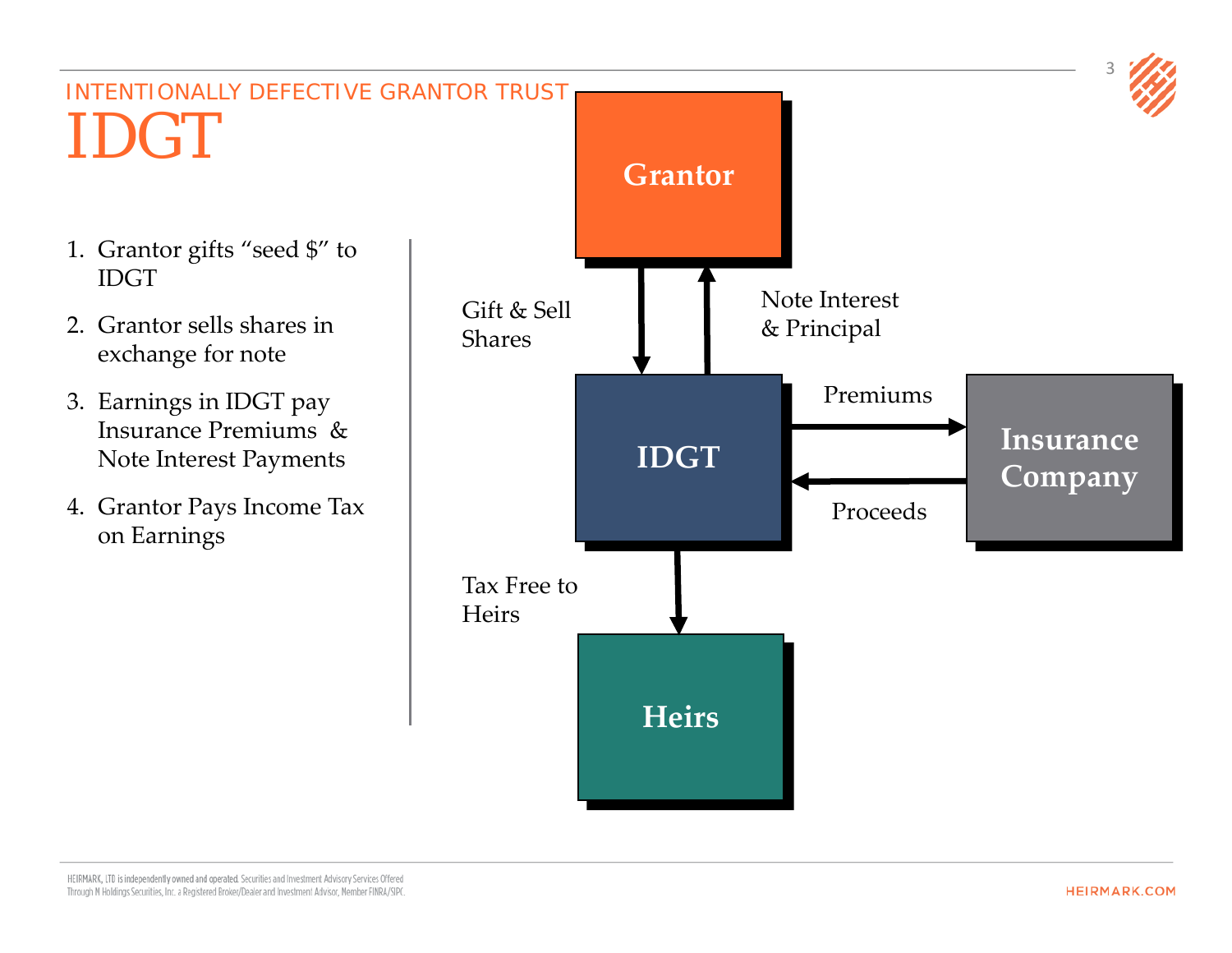INTENTIONALLY DEFECTIVE GRANTOR TRUST

# IDGT

1. Grantor gifts “seed $” to IDGT
2. Grantor sells shares in exchange for note
3. Earnings in IDGT pay Insurance Premiums & Note Interest Payments
4. Grantor Pays Income Tax on Earnings

Grantor

Gift & Sell Shares

Note Interest & Principal

IDGT

Premiums

Proceeds

Insurance Company

Tax Free to Heirs

Heirs

HEIRMARK, LTD is independently owned and operated. Securities and Investment Advisory Services Offered Through M Holdings Securities, Inc. a Registered Broker/Dealer and Investment Advisor, Member FINRA/SIPC.

HEIRMARK.COM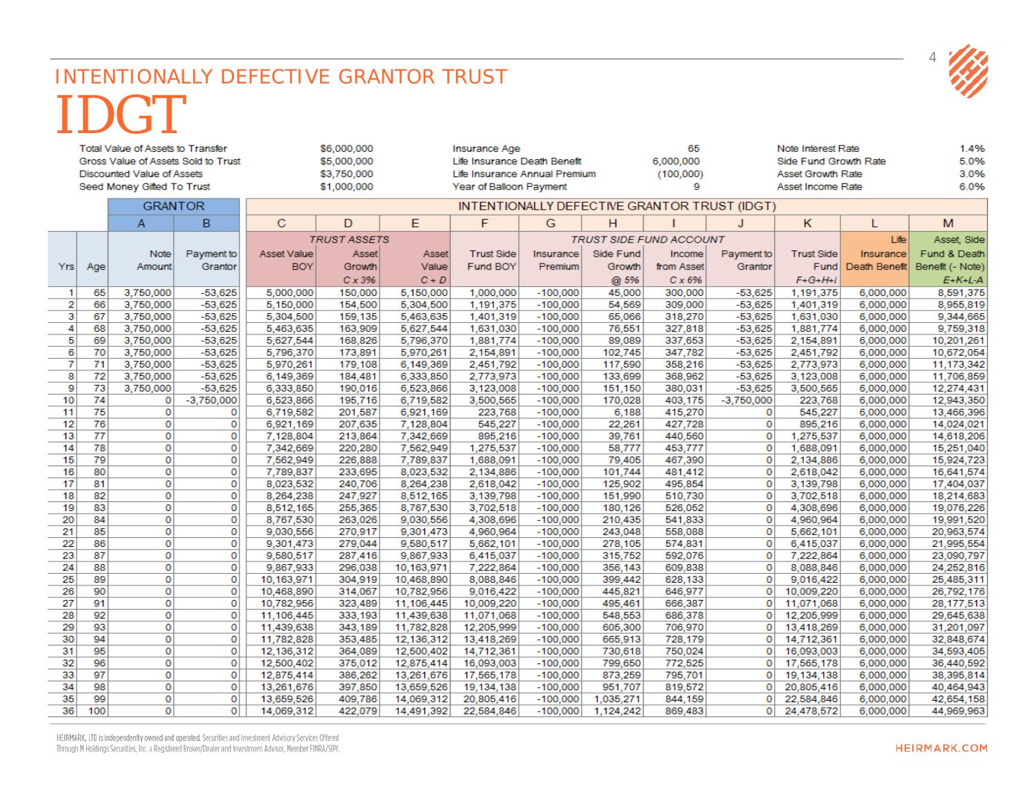## INTENTIONALLY DEFECTIVE GRANTOR TRUST

# IDGT

| | | | | | |
|---|---|---|---|---|---|
| Total Value of Assets to Transfer | $6,000,000 | Insurance Age | 65 | Note Interest Rate | 1.4% |
| Gross Value of Assets Sold to Trust | $5,000,000 | Life Insurance Death Benefit | 6,000,000 | Side Fund Growth Rate | 5.0% |
| Discounted Value of Assets | $3,750,000 | Life Insurance Annual Premium | (100,000) | Asset Growth Rate | 3.0% |
| Seed Money Gifted To Trust | $1,000,000 | Year of Balloon Payment | 9 | Asset Income Rate | 6.0% |

| | | GRANTOR | | INTENTIONALLY DEFECTIVE GRANTOR TRUST (IDGT) | | | | | | | | | | |
|---|---|---|---|---|---|---|---|---|---|---|---|---|---|---|
| | | A | B | C | D | E | F | G | H | I | J | K | L | M |
| | | | | TRUST ASSETS | | | TRUST SIDE FUND ACCOUNT | | | | | | | |
| Yrs | Age | Note Amount | Payment to Grantor | Asset Value BOY | Asset Growth C x 3% | Asset Value C + D | Trust Side Fund BOY | Insurance Premium | Side Fund Growth @ 5% | Income from Asset C x 6% | Payment to Grantor | Trust Side Fund F+G+H+I | Life Insurance Death Benefit | Asset, Side Fund & Death Benefit (- Note) E+K+L-A |
| 1 | 65 | 3,750,000 | -53,625 | 5,000,000 | 150,000 | 5,150,000 | 1,000,000 | -100,000 | 45,000 | 300,000 | -53,625 | 1,191,375 | 6,000,000 | 8,591,375 |
| 2 | 66 | 3,750,000 | -53,625 | 5,150,000 | 154,500 | 5,304,500 | 1,191,375 | -100,000 | 54,569 | 309,000 | -53,625 | 1,401,319 | 6,000,000 | 8,955,819 |
| 3 | 67 | 3,750,000 | -53,625 | 5,304,500 | 159,135 | 5,463,635 | 1,401,319 | -100,000 | 65,066 | 318,270 | -53,625 | 1,631,030 | 6,000,000 | 9,344,665 |
| 4 | 68 | 3,750,000 | -53,625 | 5,463,635 | 163,909 | 5,627,544 | 1,631,030 | -100,000 | 76,551 | 327,818 | -53,625 | 1,881,774 | 6,000,000 | 9,759,318 |
| 5 | 69 | 3,750,000 | -53,625 | 5,627,544 | 168,826 | 5,796,370 | 1,881,774 | -100,000 | 89,089 | 337,653 | -53,625 | 2,154,891 | 6,000,000 | 10,201,261 |
| 6 | 70 | 3,750,000 | -53,625 | 5,796,370 | 173,891 | 5,970,261 | 2,154,891 | -100,000 | 102,745 | 347,782 | -53,625 | 2,451,792 | 6,000,000 | 10,672,054 |
| 7 | 71 | 3,750,000 | -53,625 | 5,970,261 | 179,108 | 6,149,369 | 2,451,792 | -100,000 | 117,590 | 358,216 | -53,625 | 2,773,973 | 6,000,000 | 11,173,342 |
| 8 | 72 | 3,750,000 | -53,625 | 6,149,369 | 184,481 | 6,333,850 | 2,773,973 | -100,000 | 133,699 | 368,962 | -53,625 | 3,123,008 | 6,000,000 | 11,706,859 |
| 9 | 73 | 3,750,000 | -53,625 | 6,333,850 | 190,016 | 6,523,866 | 3,123,008 | -100,000 | 151,150 | 380,031 | -53,625 | 3,500,565 | 6,000,000 | 12,274,431 |
| 10 | 74 | 0 | -3,750,000 | 6,523,866 | 195,716 | 6,719,582 | 3,500,565 | -100,000 | 170,028 | 403,175 | -3,750,000 | 223,768 | 6,000,000 | 12,943,350 |
| 11 | 75 | 0 | 0 | 6,719,582 | 201,587 | 6,921,169 | 223,768 | -100,000 | 6,188 | 415,270 | 0 | 545,227 | 6,000,000 | 13,466,396 |
| 12 | 76 | 0 | 0 | 6,921,169 | 207,635 | 7,128,804 | 545,227 | -100,000 | 22,261 | 427,728 | 0 | 895,216 | 6,000,000 | 14,024,021 |
| 13 | 77 | 0 | 0 | 7,128,804 | 213,864 | 7,342,669 | 895,216 | -100,000 | 39,761 | 440,560 | 0 | 1,275,537 | 6,000,000 | 14,618,206 |
| 14 | 78 | 0 | 0 | 7,342,669 | 220,280 | 7,562,949 | 1,275,537 | -100,000 | 58,777 | 453,777 | 0 | 1,688,091 | 6,000,000 | 15,251,040 |
| 15 | 79 | 0 | 0 | 7,562,949 | 226,888 | 7,789,837 | 1,688,091 | -100,000 | 79,405 | 467,390 | 0 | 2,134,886 | 6,000,000 | 15,924,723 |
| 16 | 80 | 0 | 0 | 7,789,837 | 233,695 | 8,023,532 | 2,134,886 | -100,000 | 101,744 | 481,412 | 0 | 2,618,042 | 6,000,000 | 16,641,574 |
| 17 | 81 | 0 | 0 | 8,023,532 | 240,706 | 8,264,238 | 2,618,042 | -100,000 | 125,902 | 495,854 | 0 | 3,139,798 | 6,000,000 | 17,404,037 |
| 18 | 82 | 0 | 0 | 8,264,238 | 247,927 | 8,512,165 | 3,139,798 | -100,000 | 151,990 | 510,730 | 0 | 3,702,518 | 6,000,000 | 18,214,683 |
| 19 | 83 | 0 | 0 | 8,512,165 | 255,365 | 8,767,530 | 3,702,518 | -100,000 | 180,126 | 526,052 | 0 | 4,308,696 | 6,000,000 | 19,076,226 |
| 20 | 84 | 0 | 0 | 8,767,530 | 263,026 | 9,030,556 | 4,308,696 | -100,000 | 210,435 | 541,833 | 0 | 4,960,964 | 6,000,000 | 19,991,520 |
| 21 | 85 | 0 | 0 | 9,030,556 | 270,917 | 9,301,473 | 4,960,964 | -100,000 | 243,048 | 558,088 | 0 | 5,662,101 | 6,000,000 | 20,963,574 |
| 22 | 86 | 0 | 0 | 9,301,473 | 279,044 | 9,580,517 | 5,662,101 | -100,000 | 278,105 | 574,831 | 0 | 6,415,037 | 6,000,000 | 21,995,554 |
| 23 | 87 | 0 | 0 | 9,580,517 | 287,416 | 9,867,933 | 6,415,037 | -100,000 | 315,752 | 592,076 | 0 | 7,222,864 | 6,000,000 | 23,090,797 |
| 24 | 88 | 0 | 0 | 9,867,933 | 296,038 | 10,163,971 | 7,222,864 | -100,000 | 356,143 | 609,838 | 0 | 8,088,846 | 6,000,000 | 24,252,816 |
| 25 | 89 | 0 | 0 | 10,163,971 | 304,919 | 10,468,890 | 8,088,846 | -100,000 | 399,442 | 628,133 | 0 | 9,016,422 | 6,000,000 | 25,485,311 |
| 26 | 90 | 0 | 0 | 10,468,890 | 314,067 | 10,782,956 | 9,016,422 | -100,000 | 445,821 | 646,977 | 0 | 10,009,220 | 6,000,000 | 26,792,176 |
| 27 | 91 | 0 | 0 | 10,782,956 | 323,489 | 11,106,445 | 10,009,220 | -100,000 | 495,461 | 666,387 | 0 | 11,071,068 | 6,000,000 | 28,177,513 |
| 28 | 92 | 0 | 0 | 11,106,445 | 333,193 | 11,439,638 | 11,071,068 | -100,000 | 548,553 | 686,378 | 0 | 12,205,999 | 6,000,000 | 29,645,638 |
| 29 | 93 | 0 | 0 | 11,439,638 | 343,189 | 11,782,828 | 12,205,999 | -100,000 | 605,300 | 706,970 | 0 | 13,418,269 | 6,000,000 | 31,201,097 |
| 30 | 94 | 0 | 0 | 11,782,828 | 353,485 | 12,136,312 | 13,418,269 | -100,000 | 665,913 | 728,179 | 0 | 14,712,361 | 6,000,000 | 32,848,674 |
| 31 | 95 | 0 | 0 | 12,136,312 | 364,089 | 12,500,402 | 14,712,361 | -100,000 | 730,618 | 750,024 | 0 | 16,093,003 | 6,000,000 | 34,593,405 |
| 32 | 96 | 0 | 0 | 12,500,402 | 375,012 | 12,875,414 | 16,093,003 | -100,000 | 799,650 | 772,525 | 0 | 17,565,178 | 6,000,000 | 36,440,592 |
| 33 | 97 | 0 | 0 | 12,875,414 | 386,262 | 13,261,676 | 17,565,178 | -100,000 | 873,259 | 795,701 | 0 | 19,134,138 | 6,000,000 | 38,395,814 |
| 34 | 98 | 0 | 0 | 13,261,676 | 397,850 | 13,659,526 | 19,134,138 | -100,000 | 951,707 | 819,572 | 0 | 20,805,416 | 6,000,000 | 40,464,943 |
| 35 | 99 | 0 | 0 | 13,659,526 | 409,786 | 14,069,312 | 20,805,416 | -100,000 | 1,035,271 | 844,159 | 0 | 22,584,846 | 6,000,000 | 42,654,158 |
| 36 | 100 | 0 | 0 | 14,069,312 | 422,079 | 14,491,392 | 22,584,846 | -100,000 | 1,124,242 | 869,483 | 0 | 24,478,572 | 6,000,000 | 44,969,963 |

HEIRMARK, LTD is independently owned and operated. Securities and Investment Advisory Services Offered Through M Holdings Securities, Inc. a Registered Broker/Dealer and Investment Advisor, Member FINRA/SIPC.

HEIRMARK.COM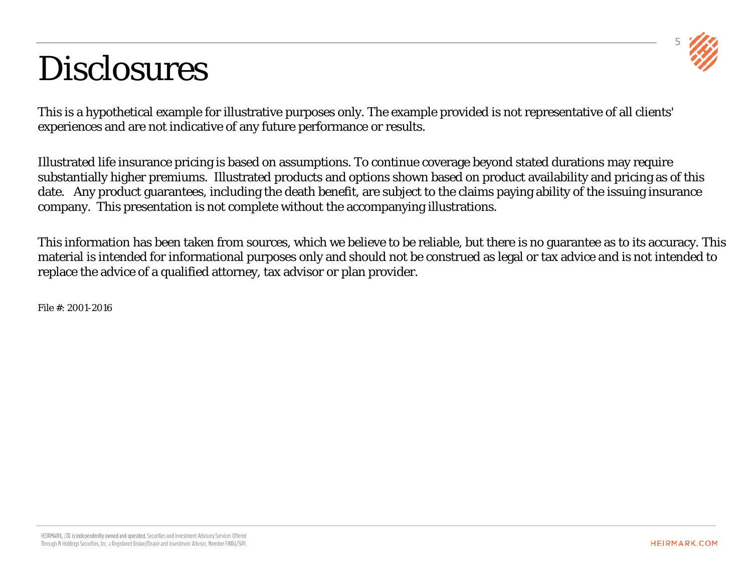# Disclosures

This is a hypothetical example for illustrative purposes only. The example provided is not representative of all clients' experiences and are not indicative of any future performance or results.

Illustrated life insurance pricing is based on assumptions. To continue coverage beyond stated durations may require substantially higher premiums. Illustrated products and options shown based on product availability and pricing as of this date. Any product guarantees, including the death benefit, are subject to the claims paying ability of the issuing insurance company. This presentation is not complete without the accompanying illustrations.

This information has been taken from sources, which we believe to be reliable, but there is no guarantee as to its accuracy. This material is intended for informational purposes only and should not be construed as legal or tax advice and is not intended to replace the advice of a qualified attorney, tax advisor or plan provider.

File #: 2001-2016

HEIRMARK, LTD is independently owned and operated. Securities and Investment Advisory Services Offered Through M Holdings Securities, Inc. a Registered Broker/Dealer and Investment Advisor, Member FINRA/SIPC.

HEIRMARK.COM